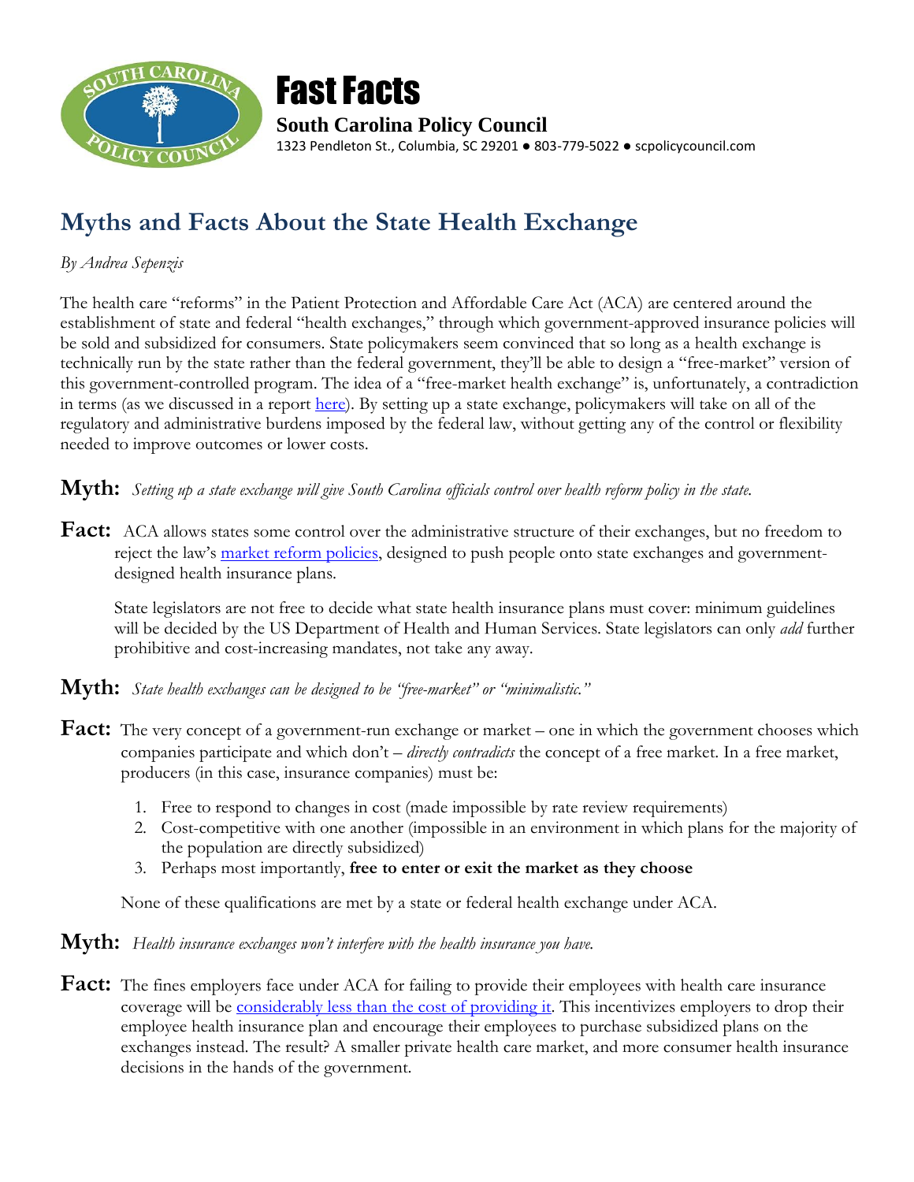# Fast Facts

**South Carolina Policy Council**

1323 Pendleton St., Columbia, SC 29201 ● 803-779-5022 ● scpolicycouncil.com

## Myths and Facts About the State Health Exchange

*By Andrea Sepenzis*

The health care "reforms" in the Patient Protection and Affordable Care Act (ACA) are centered around the establishment of state and federal "health exchanges," through which government-approved insurance policies will be sold and subsidized for consumers. State policymakers seem convinced that so long as a health exchange is technically run by the state rather than the federal government, they'll be able to design a "free-market" version of this government-controlled program. The idea of a "free-market health exchange" is, unfortunately, a contradiction in terms (as we discussed in a report here). By setting up a state exchange, policymakers will take on all of the regulatory and administrative burdens imposed by the federal law, without getting any of the control or flexibility needed to improve outcomes or lower costs.

**Myth:** *Setting up a state exchange will give South Carolina officials control over health reform policy in the state.*

**Fact:** ACA allows states some control over the administrative structure of their exchanges, but no freedom to reject the law's market reform policies, designed to push people onto state exchanges and government-designed health insurance plans.

State legislators are not free to decide what state health insurance plans must cover: minimum guidelines will be decided by the US Department of Health and Human Services. State legislators can only *add* further prohibitive and cost-increasing mandates, not take any away.

**Myth:** *State health exchanges can be designed to be "free-market" or "minimalistic."*

**Fact:** The very concept of a government-run exchange or market – one in which the government chooses which companies participate and which don't – *directly contradicts* the concept of a free market. In a free market, producers (in this case, insurance companies) must be:

1. Free to respond to changes in cost (made impossible by rate review requirements)
2. Cost-competitive with one another (impossible in an environment in which plans for the majority of the population are directly subsidized)
3. Perhaps most importantly, **free to enter or exit the market as they choose**

None of these qualifications are met by a state or federal health exchange under ACA.

**Myth:** *Health insurance exchanges won't interfere with the health insurance you have.*

**Fact:** The fines employers face under ACA for failing to provide their employees with health care insurance coverage will be considerably less than the cost of providing it. This incentivizes employers to drop their employee health insurance plan and encourage their employees to purchase subsidized plans on the exchanges instead. The result? A smaller private health care market, and more consumer health insurance decisions in the hands of the government.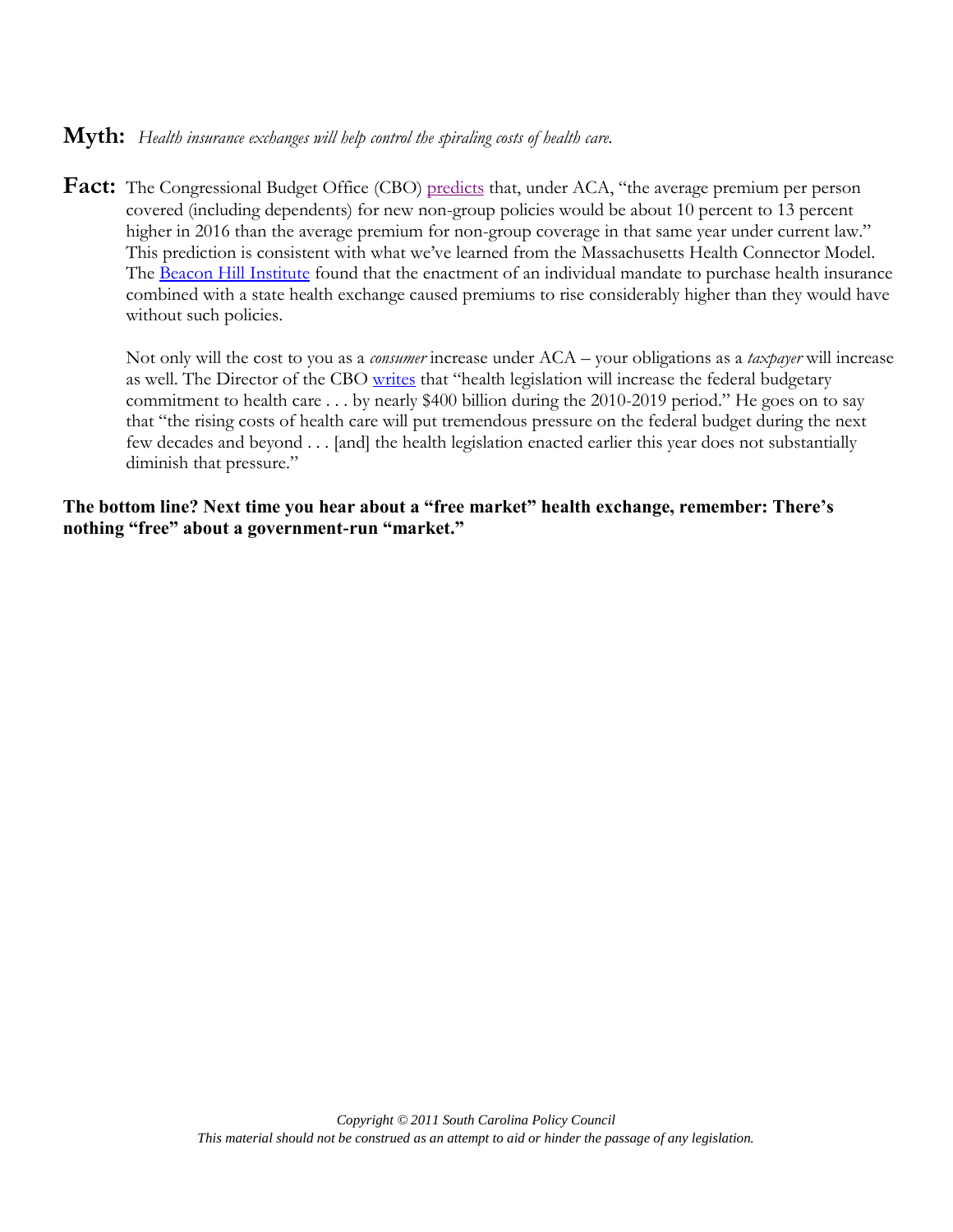**Myth:** *Health insurance exchanges will help control the spiraling costs of health care.*

**Fact:** The Congressional Budget Office (CBO) predicts that, under ACA, "the average premium per person covered (including dependents) for new non-group policies would be about 10 percent to 13 percent higher in 2016 than the average premium for non-group coverage in that same year under current law." This prediction is consistent with what we've learned from the Massachusetts Health Connector Model. The Beacon Hill Institute found that the enactment of an individual mandate to purchase health insurance combined with a state health exchange caused premiums to rise considerably higher than they would have without such policies.

Not only will the cost to you as a *consumer* increase under ACA – your obligations as a *taxpayer* will increase as well. The Director of the CBO writes that "health legislation will increase the federal budgetary commitment to health care . . . by nearly $400 billion during the 2010-2019 period." He goes on to say that "the rising costs of health care will put tremendous pressure on the federal budget during the next few decades and beyond . . . [and] the health legislation enacted earlier this year does not substantially diminish that pressure."

**The bottom line? Next time you hear about a "free market" health exchange, remember: There's nothing "free" about a government-run "market."**

*Copyright © 2011 South Carolina Policy Council*
*This material should not be construed as an attempt to aid or hinder the passage of any legislation.*